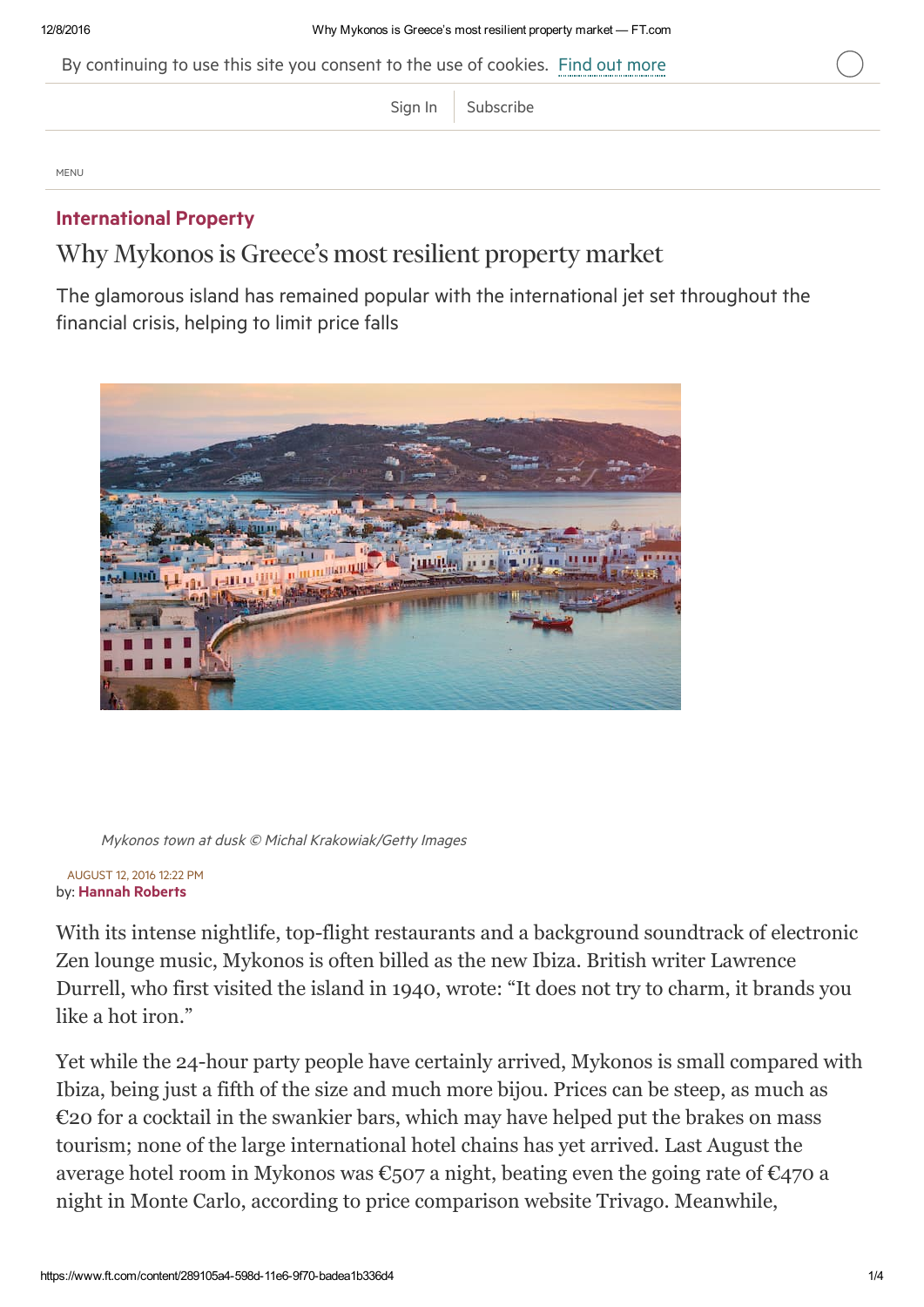International Property

# Why Mykonos is Greece's most resilient property market

The glamorous island has remained popular with the international jet set throughout the financial crisis, helping to limit price falls

*Mykonos town at dusk © Michal Krakowiak/Getty Images*

AUGUST 12, 2016 12:22 PM
by: **Hannah Roberts**

With its intense nightlife, top-flight restaurants and a background soundtrack of electronic Zen lounge music, Mykonos is often billed as the new Ibiza. British writer Lawrence Durrell, who first visited the island in 1940, wrote: "It does not try to charm, it brands you like a hot iron."

Yet while the 24-hour party people have certainly arrived, Mykonos is small compared with Ibiza, being just a fifth of the size and much more bijou. Prices can be steep, as much as €20 for a cocktail in the swankier bars, which may have helped put the brakes on mass tourism; none of the large international hotel chains has yet arrived. Last August the average hotel room in Mykonos was €507 a night, beating even the going rate of €470 a night in Monte Carlo, according to price comparison website Trivago. Meanwhile,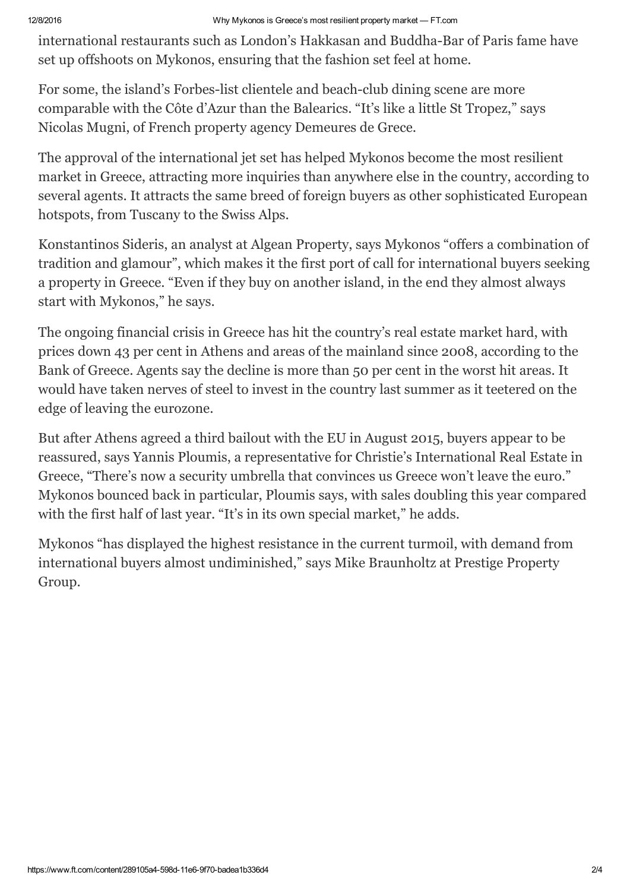international restaurants such as London’s Hakkasan and Buddha-Bar of Paris fame have set up offshoots on Mykonos, ensuring that the fashion set feel at home.

For some, the island’s Forbes-list clientele and beach-club dining scene are more comparable with the Côte d’Azur than the Balearics. “It’s like a little St Tropez,” says Nicolas Mugni, of French property agency Demeures de Grece.

The approval of the international jet set has helped Mykonos become the most resilient market in Greece, attracting more inquiries than anywhere else in the country, according to several agents. It attracts the same breed of foreign buyers as other sophisticated European hotspots, from Tuscany to the Swiss Alps.

Konstantinos Sideris, an analyst at Algean Property, says Mykonos “offers a combination of tradition and glamour”, which makes it the first port of call for international buyers seeking a property in Greece. “Even if they buy on another island, in the end they almost always start with Mykonos,” he says.

The ongoing financial crisis in Greece has hit the country’s real estate market hard, with prices down 43 per cent in Athens and areas of the mainland since 2008, according to the Bank of Greece. Agents say the decline is more than 50 per cent in the worst hit areas. It would have taken nerves of steel to invest in the country last summer as it teetered on the edge of leaving the eurozone.

But after Athens agreed a third bailout with the EU in August 2015, buyers appear to be reassured, says Yannis Ploumis, a representative for Christie’s International Real Estate in Greece, “There’s now a security umbrella that convinces us Greece won’t leave the euro.” Mykonos bounced back in particular, Ploumis says, with sales doubling this year compared with the first half of last year. “It’s in its own special market,” he adds.

Mykonos “has displayed the highest resistance in the current turmoil, with demand from international buyers almost undiminished,” says Mike Braunholtz at Prestige Property Group.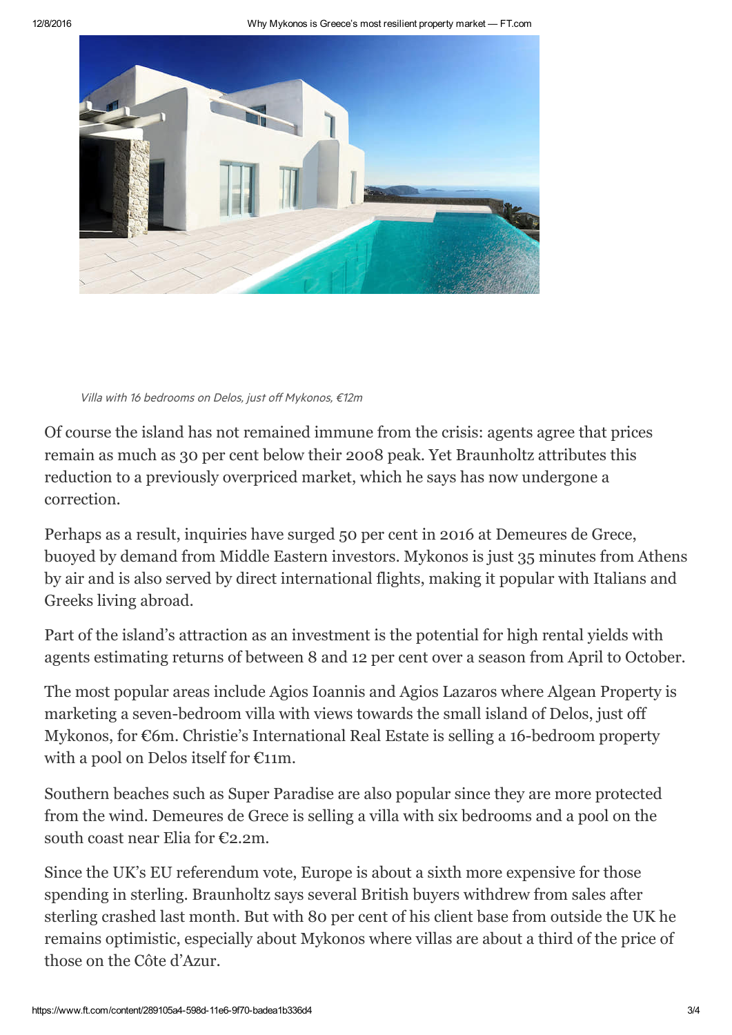*Villa with 16 bedrooms on Delos, just off Mykonos, €12m*

Of course the island has not remained immune from the crisis: agents agree that prices remain as much as 30 per cent below their 2008 peak. Yet Braunholtz attributes this reduction to a previously overpriced market, which he says has now undergone a correction.

Perhaps as a result, inquiries have surged 50 per cent in 2016 at Demeures de Grece, buoyed by demand from Middle Eastern investors. Mykonos is just 35 minutes from Athens by air and is also served by direct international flights, making it popular with Italians and Greeks living abroad.

Part of the island's attraction as an investment is the potential for high rental yields with agents estimating returns of between 8 and 12 per cent over a season from April to October.

The most popular areas include Agios Ioannis and Agios Lazaros where Algean Property is marketing a seven-bedroom villa with views towards the small island of Delos, just off Mykonos, for €6m. Christie's International Real Estate is selling a 16-bedroom property with a pool on Delos itself for €11m.

Southern beaches such as Super Paradise are also popular since they are more protected from the wind. Demeures de Grece is selling a villa with six bedrooms and a pool on the south coast near Elia for €2.2m.

Since the UK's EU referendum vote, Europe is about a sixth more expensive for those spending in sterling. Braunholtz says several British buyers withdrew from sales after sterling crashed last month. But with 80 per cent of his client base from outside the UK he remains optimistic, especially about Mykonos where villas are about a third of the price of those on the Côte d'Azur.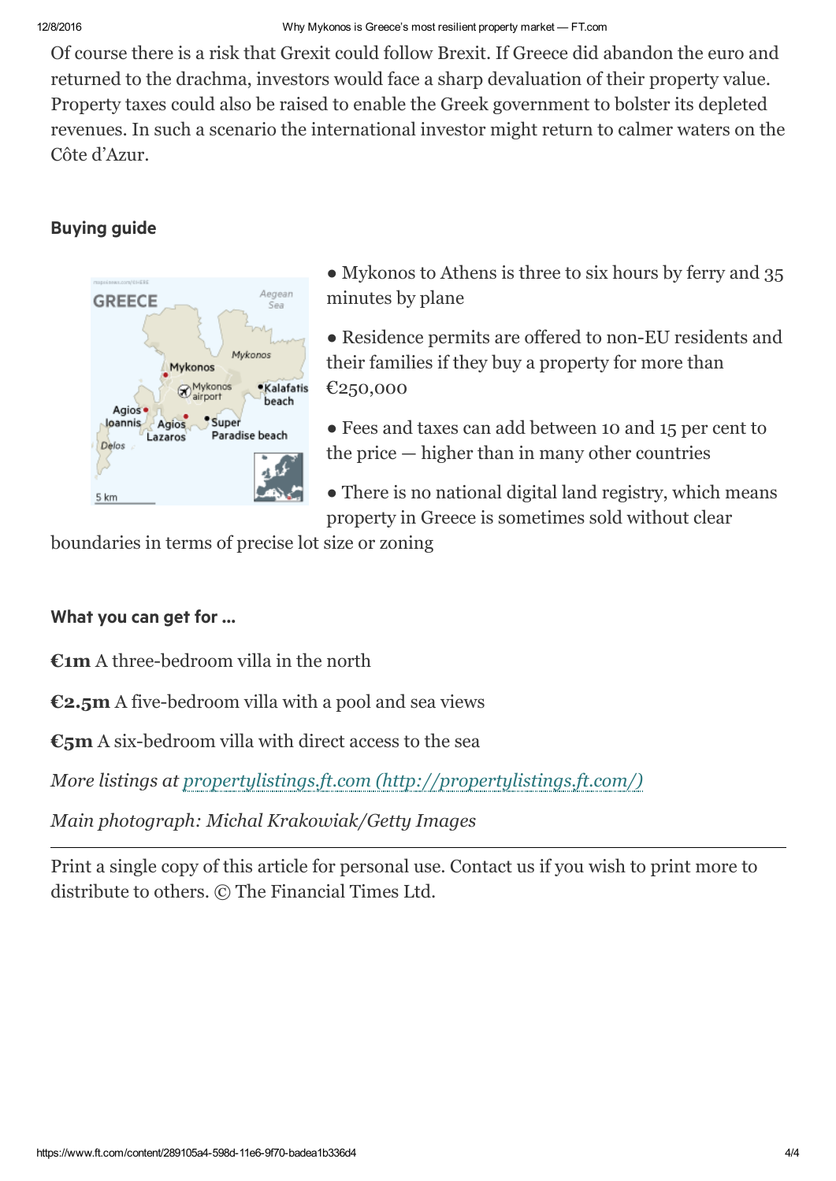Of course there is a risk that Grexit could follow Brexit. If Greece did abandon the euro and returned to the drachma, investors would face a sharp devaluation of their property value. Property taxes could also be raised to enable the Greek government to bolster its depleted revenues. In such a scenario the international investor might return to calmer waters on the Côte d'Azur.

## Buying guide

- Mykonos to Athens is three to six hours by ferry and 35 minutes by plane
- Residence permits are offered to non-EU residents and their families if they buy a property for more than €250,000
- Fees and taxes can add between 10 and 15 per cent to the price — higher than in many other countries
- There is no national digital land registry, which means property in Greece is sometimes sold without clear boundaries in terms of precise lot size or zoning

## What you can get for ...

**€1m** A three-bedroom villa in the north

**€2.5m** A five-bedroom villa with a pool and sea views

**€5m** A six-bedroom villa with direct access to the sea

*More listings at [propertylistings.ft.com (http://propertylistings.ft.com/)](http://propertylistings.ft.com/)*

*Main photograph: Michal Krakowiak/Getty Images*

---

Print a single copy of this article for personal use. Contact us if you wish to print more to distribute to others. © The Financial Times Ltd.